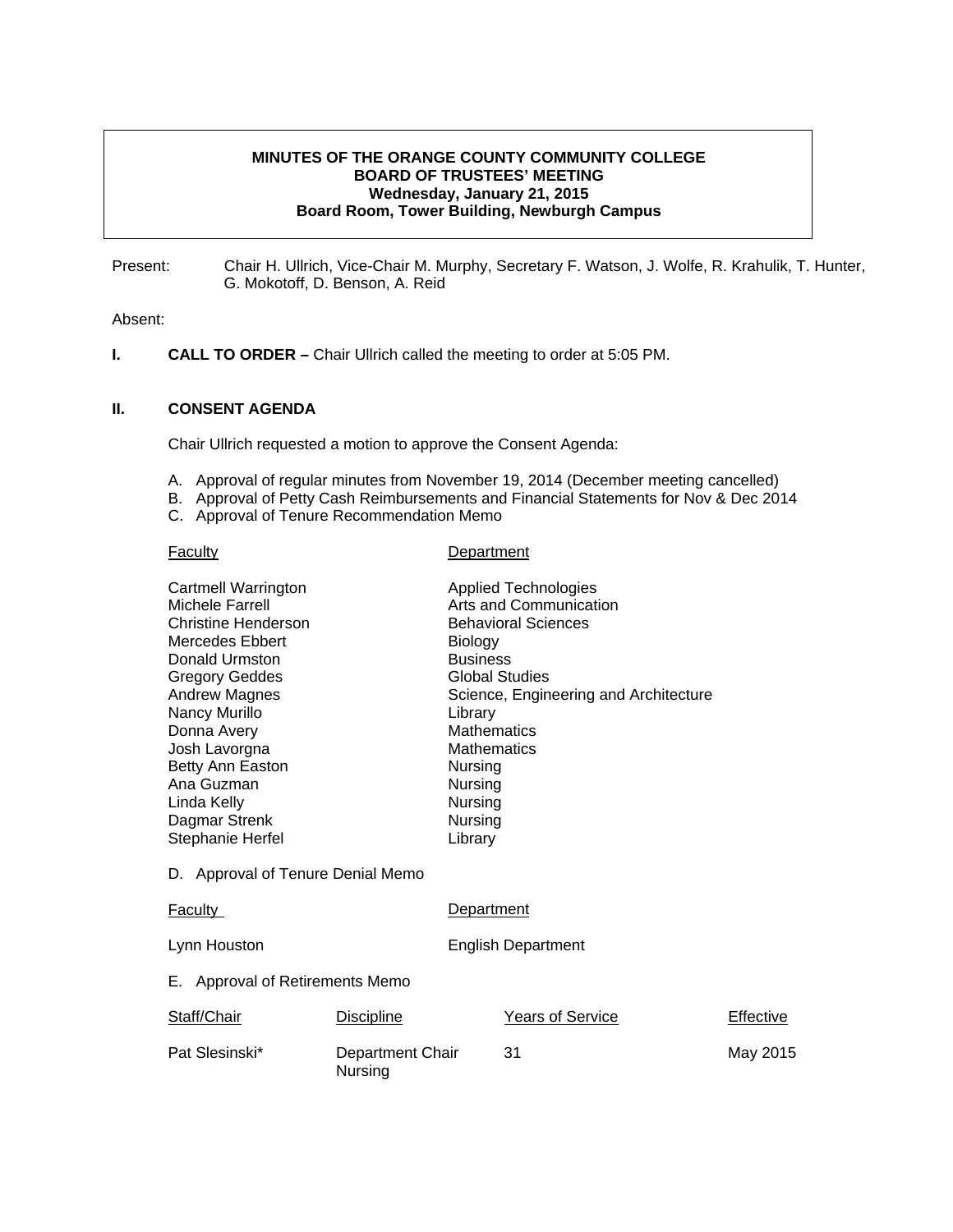**MINUTES OF THE ORANGE COUNTY COMMUNITY COLLEGE**
**BOARD OF TRUSTEES' MEETING**
**Wednesday, January 21, 2015**
**Board Room, Tower Building, Newburgh Campus**

Present: Chair H. Ullrich, Vice-Chair M. Murphy, Secretary F. Watson, J. Wolfe, R. Krahulik, T. Hunter, G. Mokotoff, D. Benson, A. Reid

Absent:

**I. CALL TO ORDER –** Chair Ullrich called the meeting to order at 5:05 PM.

**II. CONSENT AGENDA**

Chair Ullrich requested a motion to approve the Consent Agenda:

A. Approval of regular minutes from November 19, 2014 (December meeting cancelled)
B. Approval of Petty Cash Reimbursements and Financial Statements for Nov & Dec 2014
C. Approval of Tenure Recommendation Memo

| Faculty | Department |
|---|---|
| Cartmell Warrington | Applied Technologies |
| Michele Farrell | Arts and Communication |
| Christine Henderson | Behavioral Sciences |
| Mercedes Ebbert | Biology |
| Donald Urmston | Business |
| Gregory Geddes | Global Studies |
| Andrew Magnes | Science, Engineering and Architecture |
| Nancy Murillo | Library |
| Donna Avery | Mathematics |
| Josh Lavorgna | Mathematics |
| Betty Ann Easton | Nursing |
| Ana Guzman | Nursing |
| Linda Kelly | Nursing |
| Dagmar Strenk | Nursing |
| Stephanie Herfel | Library |

D. Approval of Tenure Denial Memo

| Faculty | Department |
|---|---|
| Lynn Houston | English Department |

E. Approval of Retirements Memo

| Staff/Chair | Discipline | Years of Service | Effective |
|---|---|---|---|
| Pat Slesinski* | Department Chair Nursing | 31 | May 2015 |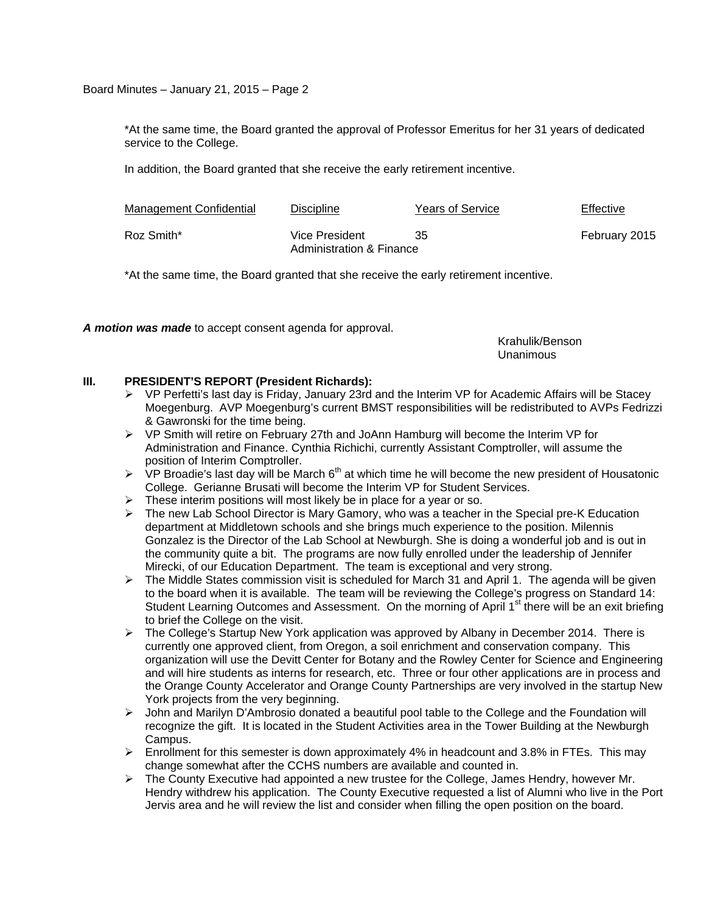*At the same time, the Board granted the approval of Professor Emeritus for her 31 years of dedicated service to the College.

In addition, the Board granted that she receive the early retirement incentive.

| Management Confidential | Discipline | Years of Service | Effective |
|---|---|---|---|
| Roz Smith* | Vice President Administration & Finance | 35 | February 2015 |

*At the same time, the Board granted that she receive the early retirement incentive.

***A motion was made*** to accept consent agenda for approval.

Krahulik/Benson
Unanimous

## III. PRESIDENT'S REPORT (President Richards):

- VP Perfetti's last day is Friday, January 23rd and the Interim VP for Academic Affairs will be Stacey Moegenburg. AVP Moegenburg's current BMST responsibilities will be redistributed to AVPs Fedrizzi & Gawronski for the time being.
- VP Smith will retire on February 27th and JoAnn Hamburg will become the Interim VP for Administration and Finance. Cynthia Richichi, currently Assistant Comptroller, will assume the position of Interim Comptroller.
- VP Broadie's last day will be March 6th at which time he will become the new president of Housatonic College. Gerianne Brusati will become the Interim VP for Student Services.
- These interim positions will most likely be in place for a year or so.
- The new Lab School Director is Mary Gamory, who was a teacher in the Special pre-K Education department at Middletown schools and she brings much experience to the position. Milennis Gonzalez is the Director of the Lab School at Newburgh. She is doing a wonderful job and is out in the community quite a bit. The programs are now fully enrolled under the leadership of Jennifer Mirecki, of our Education Department. The team is exceptional and very strong.
- The Middle States commission visit is scheduled for March 31 and April 1. The agenda will be given to the board when it is available. The team will be reviewing the College's progress on Standard 14: Student Learning Outcomes and Assessment. On the morning of April 1st there will be an exit briefing to brief the College on the visit.
- The College's Startup New York application was approved by Albany in December 2014. There is currently one approved client, from Oregon, a soil enrichment and conservation company. This organization will use the Devitt Center for Botany and the Rowley Center for Science and Engineering and will hire students as interns for research, etc. Three or four other applications are in process and the Orange County Accelerator and Orange County Partnerships are very involved in the startup New York projects from the very beginning.
- John and Marilyn D'Ambrosio donated a beautiful pool table to the College and the Foundation will recognize the gift. It is located in the Student Activities area in the Tower Building at the Newburgh Campus.
- Enrollment for this semester is down approximately 4% in headcount and 3.8% in FTEs. This may change somewhat after the CCHS numbers are available and counted in.
- The County Executive had appointed a new trustee for the College, James Hendry, however Mr. Hendry withdrew his application. The County Executive requested a list of Alumni who live in the Port Jervis area and he will review the list and consider when filling the open position on the board.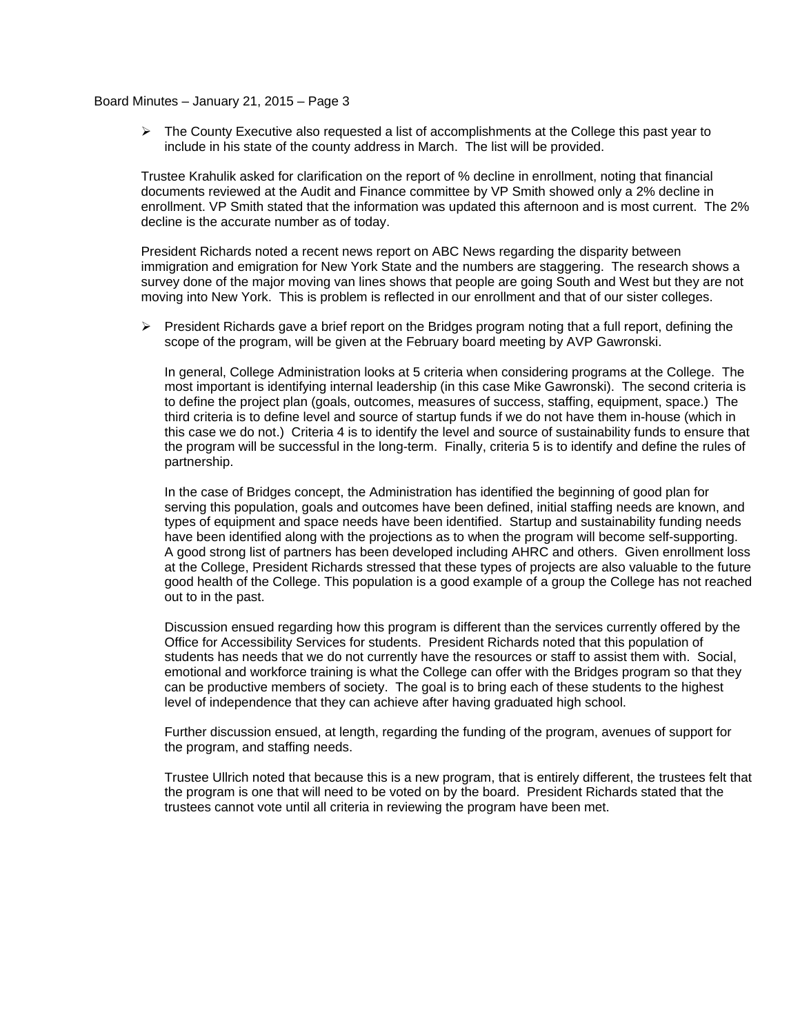- The County Executive also requested a list of accomplishments at the College this past year to include in his state of the county address in March. The list will be provided.

Trustee Krahulik asked for clarification on the report of % decline in enrollment, noting that financial documents reviewed at the Audit and Finance committee by VP Smith showed only a 2% decline in enrollment. VP Smith stated that the information was updated this afternoon and is most current. The 2% decline is the accurate number as of today.

President Richards noted a recent news report on ABC News regarding the disparity between immigration and emigration for New York State and the numbers are staggering. The research shows a survey done of the major moving van lines shows that people are going South and West but they are not moving into New York. This is problem is reflected in our enrollment and that of our sister colleges.

- President Richards gave a brief report on the Bridges program noting that a full report, defining the scope of the program, will be given at the February board meeting by AVP Gawronski.

  In general, College Administration looks at 5 criteria when considering programs at the College. The most important is identifying internal leadership (in this case Mike Gawronski). The second criteria is to define the project plan (goals, outcomes, measures of success, staffing, equipment, space.) The third criteria is to define level and source of startup funds if we do not have them in-house (which in this case we do not.) Criteria 4 is to identify the level and source of sustainability funds to ensure that the program will be successful in the long-term. Finally, criteria 5 is to identify and define the rules of partnership.

  In the case of Bridges concept, the Administration has identified the beginning of good plan for serving this population, goals and outcomes have been defined, initial staffing needs are known, and types of equipment and space needs have been identified. Startup and sustainability funding needs have been identified along with the projections as to when the program will become self-supporting. A good strong list of partners has been developed including AHRC and others. Given enrollment loss at the College, President Richards stressed that these types of projects are also valuable to the future good health of the College. This population is a good example of a group the College has not reached out to in the past.

  Discussion ensued regarding how this program is different than the services currently offered by the Office for Accessibility Services for students. President Richards noted that this population of students has needs that we do not currently have the resources or staff to assist them with. Social, emotional and workforce training is what the College can offer with the Bridges program so that they can be productive members of society. The goal is to bring each of these students to the highest level of independence that they can achieve after having graduated high school.

  Further discussion ensued, at length, regarding the funding of the program, avenues of support for the program, and staffing needs.

  Trustee Ullrich noted that because this is a new program, that is entirely different, the trustees felt that the program is one that will need to be voted on by the board. President Richards stated that the trustees cannot vote until all criteria in reviewing the program have been met.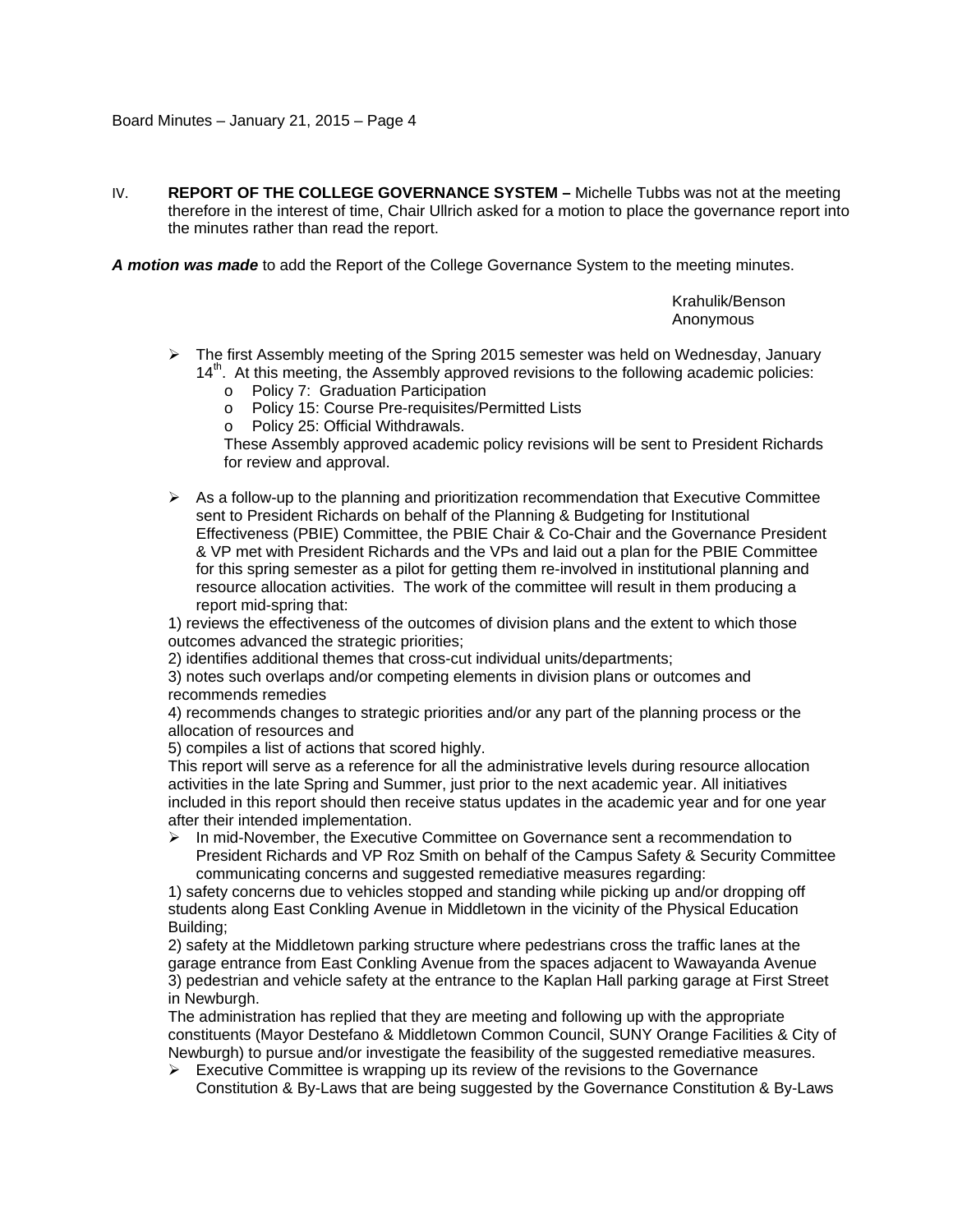IV. **REPORT OF THE COLLEGE GOVERNANCE SYSTEM –** Michelle Tubbs was not at the meeting therefore in the interest of time, Chair Ullrich asked for a motion to place the governance report into the minutes rather than read the report.

***A motion was made*** to add the Report of the College Governance System to the meeting minutes.

Krahulik/Benson
Anonymous

- The first Assembly meeting of the Spring 2015 semester was held on Wednesday, January 14th. At this meeting, the Assembly approved revisions to the following academic policies:
  - Policy 7: Graduation Participation
  - Policy 15: Course Pre-requisites/Permitted Lists
  - Policy 25: Official Withdrawals.

  These Assembly approved academic policy revisions will be sent to President Richards for review and approval.

- As a follow-up to the planning and prioritization recommendation that Executive Committee sent to President Richards on behalf of the Planning & Budgeting for Institutional Effectiveness (PBIE) Committee, the PBIE Chair & Co-Chair and the Governance President & VP met with President Richards and the VPs and laid out a plan for the PBIE Committee for this spring semester as a pilot for getting them re-involved in institutional planning and resource allocation activities. The work of the committee will result in them producing a report mid-spring that:

1) reviews the effectiveness of the outcomes of division plans and the extent to which those outcomes advanced the strategic priorities;
2) identifies additional themes that cross-cut individual units/departments;
3) notes such overlaps and/or competing elements in division plans or outcomes and recommends remedies
4) recommends changes to strategic priorities and/or any part of the planning process or the allocation of resources and
5) compiles a list of actions that scored highly.

This report will serve as a reference for all the administrative levels during resource allocation activities in the late Spring and Summer, just prior to the next academic year. All initiatives included in this report should then receive status updates in the academic year and for one year after their intended implementation.

- In mid-November, the Executive Committee on Governance sent a recommendation to President Richards and VP Roz Smith on behalf of the Campus Safety & Security Committee communicating concerns and suggested remediative measures regarding:

1) safety concerns due to vehicles stopped and standing while picking up and/or dropping off students along East Conkling Avenue in Middletown in the vicinity of the Physical Education Building;
2) safety at the Middletown parking structure where pedestrians cross the traffic lanes at the garage entrance from East Conkling Avenue from the spaces adjacent to Wawayanda Avenue
3) pedestrian and vehicle safety at the entrance to the Kaplan Hall parking garage at First Street in Newburgh.

The administration has replied that they are meeting and following up with the appropriate constituents (Mayor Destefano & Middletown Common Council, SUNY Orange Facilities & City of Newburgh) to pursue and/or investigate the feasibility of the suggested remediative measures.

- Executive Committee is wrapping up its review of the revisions to the Governance Constitution & By-Laws that are being suggested by the Governance Constitution & By-Laws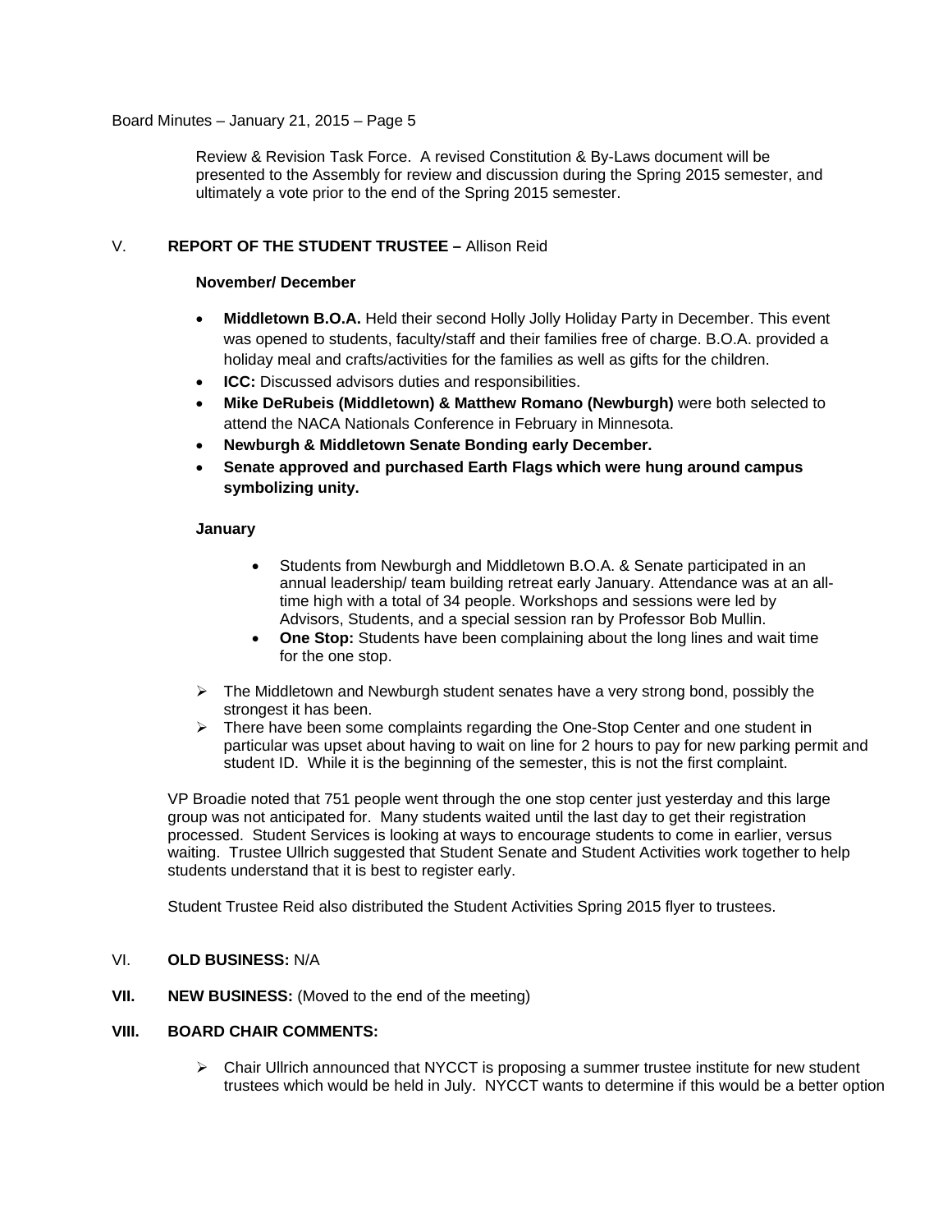Review & Revision Task Force. A revised Constitution & By-Laws document will be presented to the Assembly for review and discussion during the Spring 2015 semester, and ultimately a vote prior to the end of the Spring 2015 semester.

## V. REPORT OF THE STUDENT TRUSTEE – Allison Reid

**November/ December**

- **Middletown B.O.A.** Held their second Holly Jolly Holiday Party in December. This event was opened to students, faculty/staff and their families free of charge. B.O.A. provided a holiday meal and crafts/activities for the families as well as gifts for the children.
- **ICC:** Discussed advisors duties and responsibilities.
- **Mike DeRubeis (Middletown) & Matthew Romano (Newburgh)** were both selected to attend the NACA Nationals Conference in February in Minnesota.
- **Newburgh & Middletown Senate Bonding early December.**
- **Senate approved and purchased Earth Flags which were hung around campus symbolizing unity.**

**January**

- Students from Newburgh and Middletown B.O.A. & Senate participated in an annual leadership/ team building retreat early January. Attendance was at an all-time high with a total of 34 people. Workshops and sessions were led by Advisors, Students, and a special session ran by Professor Bob Mullin.
- **One Stop:** Students have been complaining about the long lines and wait time for the one stop.

- The Middletown and Newburgh student senates have a very strong bond, possibly the strongest it has been.
- There have been some complaints regarding the One-Stop Center and one student in particular was upset about having to wait on line for 2 hours to pay for new parking permit and student ID. While it is the beginning of the semester, this is not the first complaint.

VP Broadie noted that 751 people went through the one stop center just yesterday and this large group was not anticipated for. Many students waited until the last day to get their registration processed. Student Services is looking at ways to encourage students to come in earlier, versus waiting. Trustee Ullrich suggested that Student Senate and Student Activities work together to help students understand that it is best to register early.

Student Trustee Reid also distributed the Student Activities Spring 2015 flyer to trustees.

## VI. OLD BUSINESS: N/A

## VII. NEW BUSINESS: (Moved to the end of the meeting)

## VIII. BOARD CHAIR COMMENTS:

- Chair Ullrich announced that NYCCT is proposing a summer trustee institute for new student trustees which would be held in July. NYCCT wants to determine if this would be a better option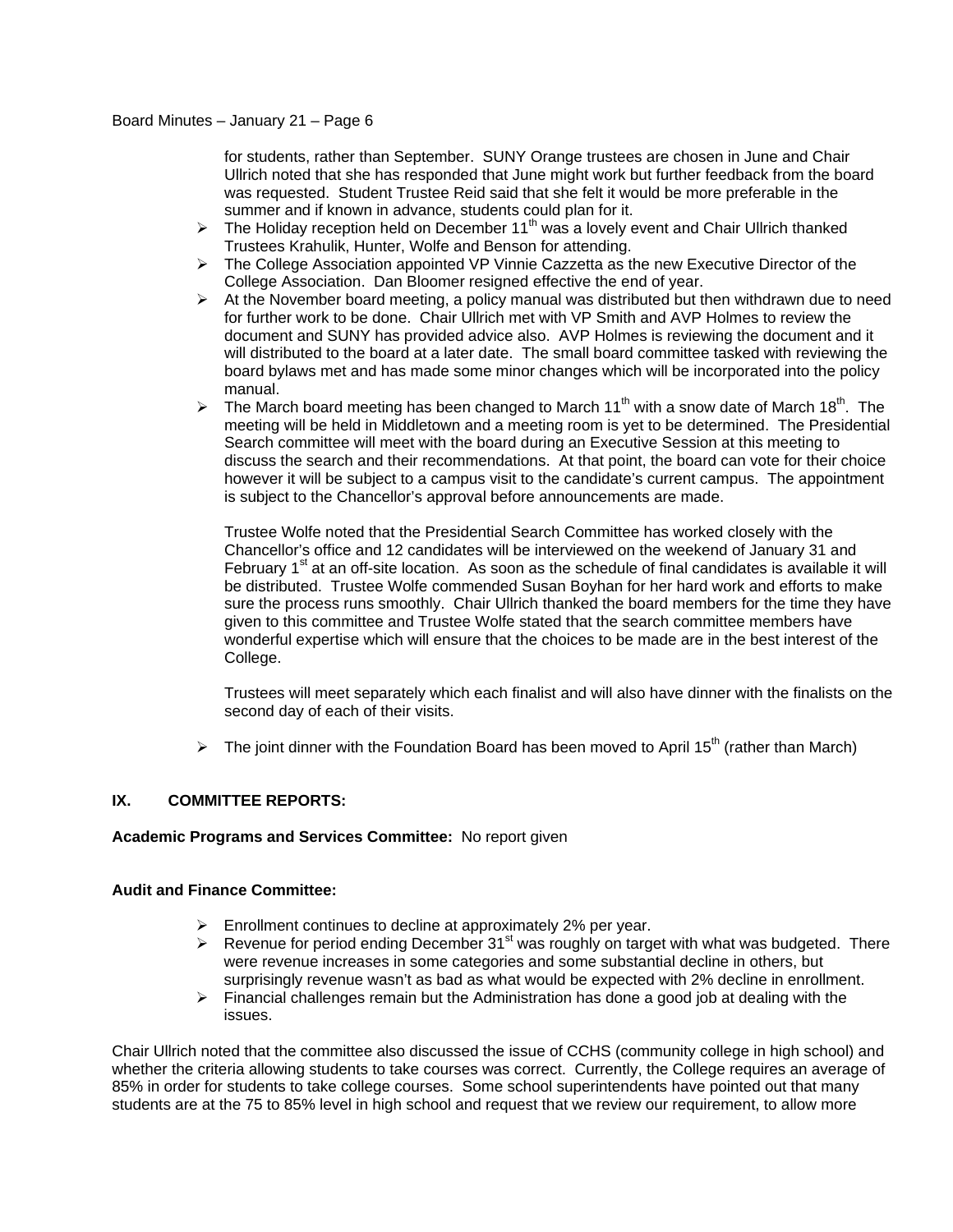for students, rather than September. SUNY Orange trustees are chosen in June and Chair Ullrich noted that she has responded that June might work but further feedback from the board was requested. Student Trustee Reid said that she felt it would be more preferable in the summer and if known in advance, students could plan for it.

- The Holiday reception held on December 11th was a lovely event and Chair Ullrich thanked Trustees Krahulik, Hunter, Wolfe and Benson for attending.
- The College Association appointed VP Vinnie Cazzetta as the new Executive Director of the College Association. Dan Bloomer resigned effective the end of year.
- At the November board meeting, a policy manual was distributed but then withdrawn due to need for further work to be done. Chair Ullrich met with VP Smith and AVP Holmes to review the document and SUNY has provided advice also. AVP Holmes is reviewing the document and it will distributed to the board at a later date. The small board committee tasked with reviewing the board bylaws met and has made some minor changes which will be incorporated into the policy manual.
- The March board meeting has been changed to March 11th with a snow date of March 18th. The meeting will be held in Middletown and a meeting room is yet to be determined. The Presidential Search committee will meet with the board during an Executive Session at this meeting to discuss the search and their recommendations. At that point, the board can vote for their choice however it will be subject to a campus visit to the candidate's current campus. The appointment is subject to the Chancellor's approval before announcements are made.

  Trustee Wolfe noted that the Presidential Search Committee has worked closely with the Chancellor's office and 12 candidates will be interviewed on the weekend of January 31 and February 1st at an off-site location. As soon as the schedule of final candidates is available it will be distributed. Trustee Wolfe commended Susan Boyhan for her hard work and efforts to make sure the process runs smoothly. Chair Ullrich thanked the board members for the time they have given to this committee and Trustee Wolfe stated that the search committee members have wonderful expertise which will ensure that the choices to be made are in the best interest of the College.

  Trustees will meet separately which each finalist and will also have dinner with the finalists on the second day of each of their visits.

- The joint dinner with the Foundation Board has been moved to April 15th (rather than March)

## IX. COMMITTEE REPORTS:

**Academic Programs and Services Committee:** No report given

**Audit and Finance Committee:**

- Enrollment continues to decline at approximately 2% per year.
- Revenue for period ending December 31st was roughly on target with what was budgeted. There were revenue increases in some categories and some substantial decline in others, but surprisingly revenue wasn't as bad as what would be expected with 2% decline in enrollment.
- Financial challenges remain but the Administration has done a good job at dealing with the issues.

Chair Ullrich noted that the committee also discussed the issue of CCHS (community college in high school) and whether the criteria allowing students to take courses was correct. Currently, the College requires an average of 85% in order for students to take college courses. Some school superintendents have pointed out that many students are at the 75 to 85% level in high school and request that we review our requirement, to allow more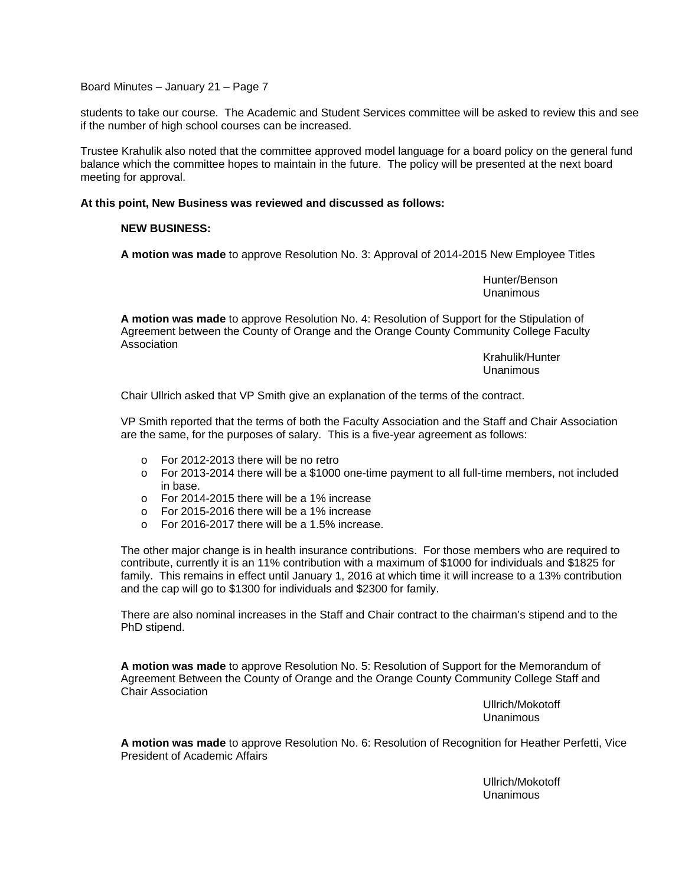students to take our course. The Academic and Student Services committee will be asked to review this and see if the number of high school courses can be increased.

Trustee Krahulik also noted that the committee approved model language for a board policy on the general fund balance which the committee hopes to maintain in the future. The policy will be presented at the next board meeting for approval.

**At this point, New Business was reviewed and discussed as follows:**

**NEW BUSINESS:**

**A motion was made** to approve Resolution No. 3: Approval of 2014-2015 New Employee Titles

Hunter/Benson
Unanimous

**A motion was made** to approve Resolution No. 4: Resolution of Support for the Stipulation of Agreement between the County of Orange and the Orange County Community College Faculty Association

Krahulik/Hunter
Unanimous

Chair Ullrich asked that VP Smith give an explanation of the terms of the contract.

VP Smith reported that the terms of both the Faculty Association and the Staff and Chair Association are the same, for the purposes of salary. This is a five-year agreement as follows:

- For 2012-2013 there will be no retro
- For 2013-2014 there will be a $1000 one-time payment to all full-time members, not included in base.
- For 2014-2015 there will be a 1% increase
- For 2015-2016 there will be a 1% increase
- For 2016-2017 there will be a 1.5% increase.

The other major change is in health insurance contributions. For those members who are required to contribute, currently it is an 11% contribution with a maximum of $1000 for individuals and $1825 for family. This remains in effect until January 1, 2016 at which time it will increase to a 13% contribution and the cap will go to $1300 for individuals and $2300 for family.

There are also nominal increases in the Staff and Chair contract to the chairman's stipend and to the PhD stipend.

**A motion was made** to approve Resolution No. 5: Resolution of Support for the Memorandum of Agreement Between the County of Orange and the Orange County Community College Staff and Chair Association

Ullrich/Mokotoff
Unanimous

**A motion was made** to approve Resolution No. 6: Resolution of Recognition for Heather Perfetti, Vice President of Academic Affairs

Ullrich/Mokotoff
Unanimous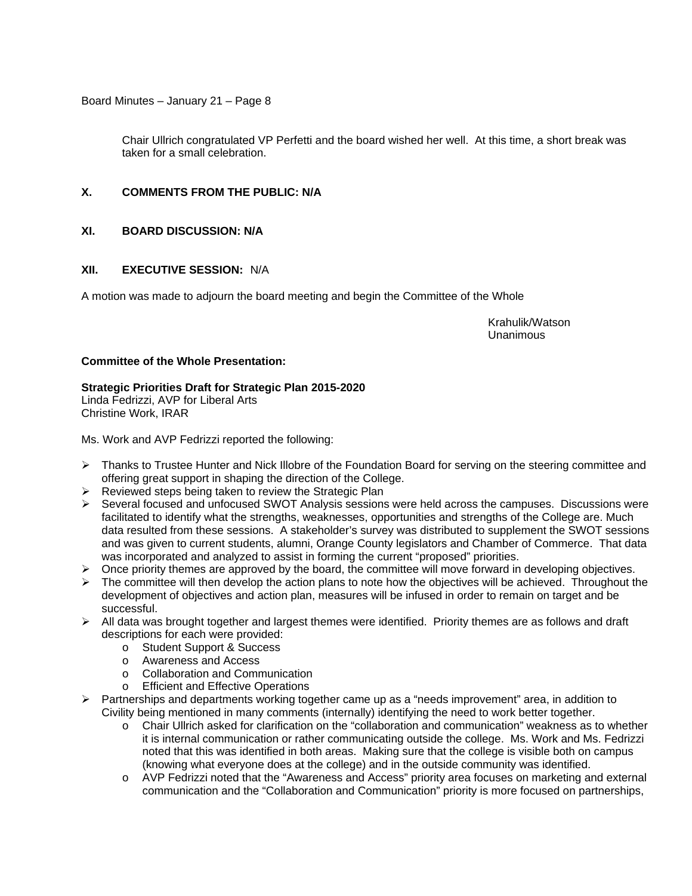Chair Ullrich congratulated VP Perfetti and the board wished her well. At this time, a short break was taken for a small celebration.

**X. COMMENTS FROM THE PUBLIC: N/A**

**XI. BOARD DISCUSSION: N/A**

**XII. EXECUTIVE SESSION:** N/A

A motion was made to adjourn the board meeting and begin the Committee of the Whole

Krahulik/Watson
Unanimous

**Committee of the Whole Presentation:**

**Strategic Priorities Draft for Strategic Plan 2015-2020**
Linda Fedrizzi, AVP for Liberal Arts
Christine Work, IRAR

Ms. Work and AVP Fedrizzi reported the following:

- Thanks to Trustee Hunter and Nick Illobre of the Foundation Board for serving on the steering committee and offering great support in shaping the direction of the College.
- Reviewed steps being taken to review the Strategic Plan
- Several focused and unfocused SWOT Analysis sessions were held across the campuses. Discussions were facilitated to identify what the strengths, weaknesses, opportunities and strengths of the College are. Much data resulted from these sessions. A stakeholder's survey was distributed to supplement the SWOT sessions and was given to current students, alumni, Orange County legislators and Chamber of Commerce. That data was incorporated and analyzed to assist in forming the current "proposed" priorities.
- Once priority themes are approved by the board, the committee will move forward in developing objectives.
- The committee will then develop the action plans to note how the objectives will be achieved. Throughout the development of objectives and action plan, measures will be infused in order to remain on target and be successful.
- All data was brought together and largest themes were identified. Priority themes are as follows and draft descriptions for each were provided:
  - Student Support & Success
  - Awareness and Access
  - Collaboration and Communication
  - Efficient and Effective Operations
- Partnerships and departments working together came up as a "needs improvement" area, in addition to Civility being mentioned in many comments (internally) identifying the need to work better together.
  - Chair Ullrich asked for clarification on the "collaboration and communication" weakness as to whether it is internal communication or rather communicating outside the college. Ms. Work and Ms. Fedrizzi noted that this was identified in both areas. Making sure that the college is visible both on campus (knowing what everyone does at the college) and in the outside community was identified.
  - AVP Fedrizzi noted that the "Awareness and Access" priority area focuses on marketing and external communication and the "Collaboration and Communication" priority is more focused on partnerships,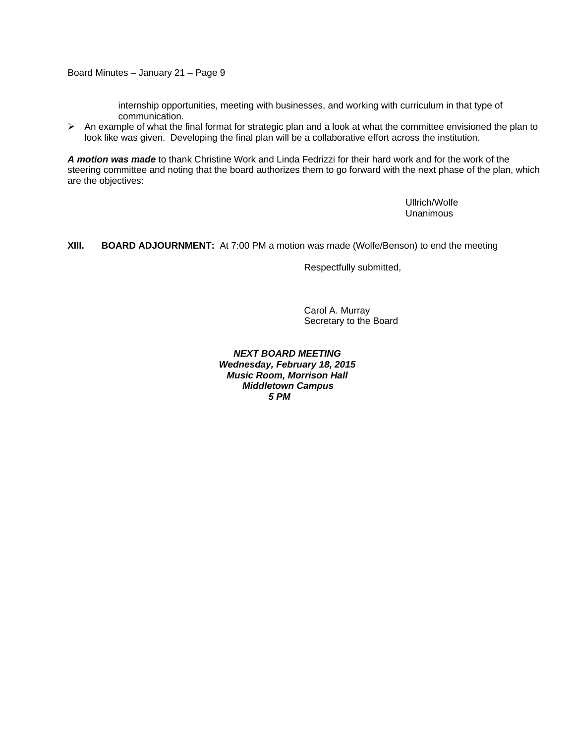internship opportunities, meeting with businesses, and working with curriculum in that type of communication.

- An example of what the final format for strategic plan and a look at what the committee envisioned the plan to look like was given. Developing the final plan will be a collaborative effort across the institution.

***A motion was made*** to thank Christine Work and Linda Fedrizzi for their hard work and for the work of the steering committee and noting that the board authorizes them to go forward with the next phase of the plan, which are the objectives:

Ullrich/Wolfe
Unanimous

**XIII. BOARD ADJOURNMENT:** At 7:00 PM a motion was made (Wolfe/Benson) to end the meeting

Respectfully submitted,

Carol A. Murray
Secretary to the Board

***NEXT BOARD MEETING***
***Wednesday, February 18, 2015***
***Music Room, Morrison Hall***
***Middletown Campus***
***5 PM***